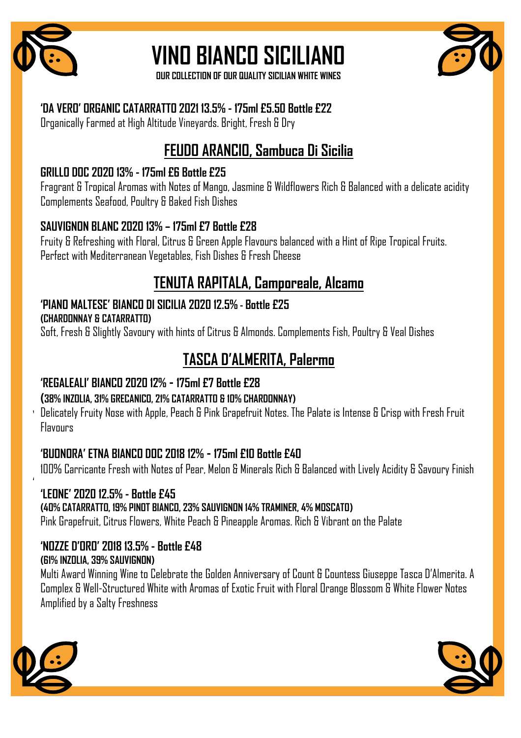# VINO BIANCO SICILIANO

**OUR COLLECTION OF OUR QUALITY SICILIAN WHITE WINES**

### 'DA VERO' ORGANIC CATARRATTO 2021 13.5% - 175ml £5.50 Bottle £22

Organically Farmed at High Altitude Vineyards. Bright, Fresh & Dry

## FEUDO ARANCIO, Sambuca Di Sicilia

### GRILLO DOC 2020 13% - 175ml £6 Bottle £25

Fragrant & Tropical Aromas with Notes of Mango, Jasmine & Wildflowers Rich & Balanced with a delicate acidity Complements Seafood, Poultry & Baked Fish Dishes

### SAUVIGNON BLANC 2020 13% – 175ml £7 Bottle £28

Fruity & Refreshing with Floral, Citrus & Green Apple Flavours balanced with a Hint of Ripe Tropical Fruits. Perfect with Mediterranean Vegetables, Fish Dishes & Fresh Cheese

## TENUTA RAPITALA, Camporeale, Alcamo

### 'PIANO MALTESE' BIANCO DI SICILIA 2020 12.5% - Bottle £25

**(CHARDONNAY & CATARRATTO)**

Soft, Fresh & Slightly Savoury with hints of Citrus & Almonds. Complements Fish, Poultry & Veal Dishes

## TASCA D'ALMERITA, Palermo

### 'REGALEALI' BIANCO 2020 12% - 175ml £7 Bottle £28

**(38% INZOLIA, 31% GRECANICO, 21% CATARRATTO & 10% CHARDONNAY)**

Delicately Fruity Nose with Apple, Peach & Pink Grapefruit Notes. The Palate is Intense & Crisp with Fresh Fruit Flavours

### 'BUONORA' ETNA BIANCO DOC 2018 12% - 175ml £10 Bottle £40

100% Carricante Fresh with Notes of Pear, Melon & Minerals Rich & Balanced with Lively Acidity & Savoury Finish

### 'LEONE' 2020 12.5% - Bottle £45

**(40% CATARRATTO, 19% PINOT BIANCO, 23% SAUVIGNON 14% TRAMINER, 4% MOSCATO)**

Pink Grapefruit, Citrus Flowers, White Peach & Pineapple Aromas. Rich & Vibrant on the Palate

### 'NOZZE D'ORO' 2018 13.5% - Bottle £48

**(61% INZOLIA, 39% SAUVIGNON)**

Multi Award Winning Wine to Celebrate the Golden Anniversary of Count & Countess Giuseppe Tasca D'Almerita. A Complex & Well-Structured White with Aromas of Exotic Fruit with Floral Orange Blossom & White Flower Notes Amplified by a Salty Freshness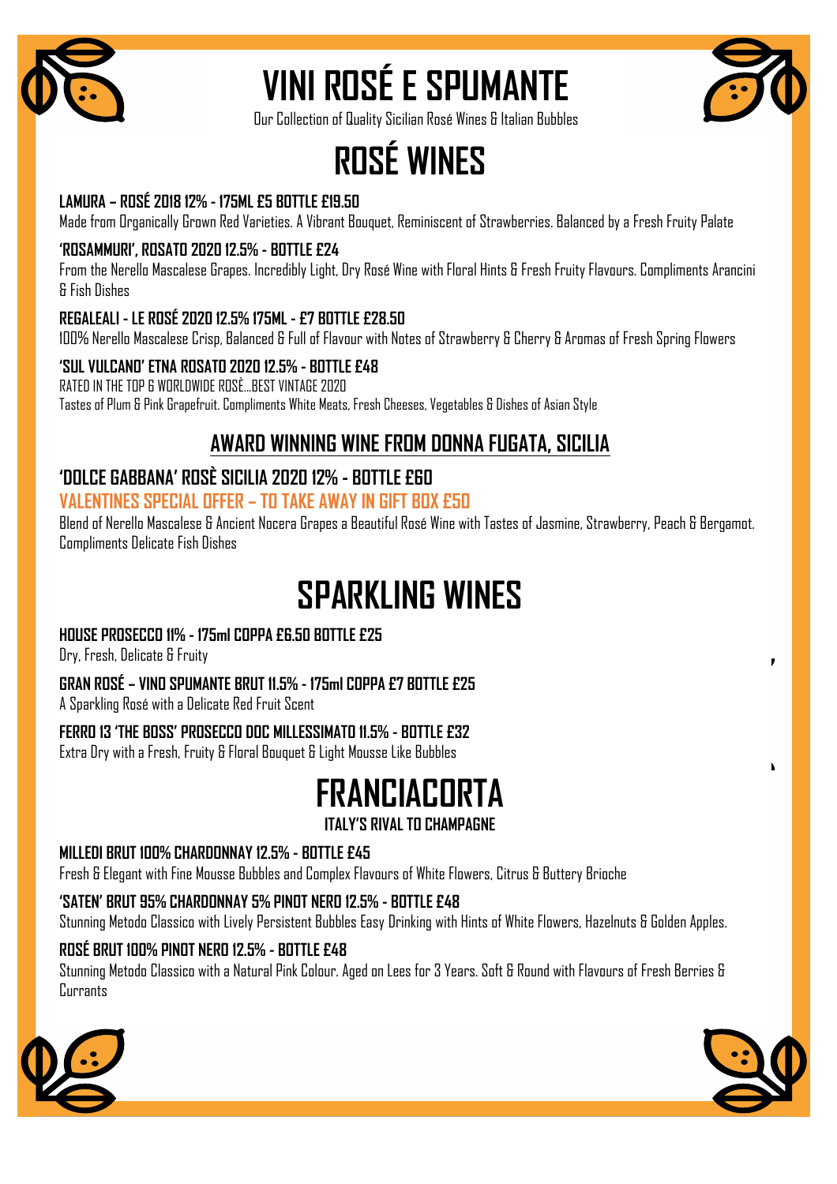# VINI ROSÉ E SPUMANTE

Our Collection of Quality Sicilian Rosé Wines & Italian Bubbles

## ROSÉ WINES

**LAMURA – ROSÉ 2018 12% - 175ML £5 BOTTLE £19.50**
Made from Organically Grown Red Varieties. A Vibrant Bouquet, Reminiscent of Strawberries. Balanced by a Fresh Fruity Palate

**'ROSAMMURI', ROSATO 2020 12.5% - BOTTLE £24**
From the Nerello Mascalese Grapes. Incredibly Light, Dry Rosé Wine with Floral Hints & Fresh Fruity Flavours. Compliments Arancini & Fish Dishes

**REGALEALI - LE ROSÉ 2020 12.5% 175ML - £7 BOTTLE £28.50**
100% Nerello Mascalese Crisp, Balanced & Full of Flavour with Notes of Strawberry & Cherry & Aromas of Fresh Spring Flowers

**'SUL VULCANO' ETNA ROSATO 2020 12.5% - BOTTLE £48**
RATED IN THE TOP 6 WORLDWIDE ROSÈ…BEST VINTAGE 2020
Tastes of Plum & Pink Grapefruit. Compliments White Meats, Fresh Cheeses, Vegetables & Dishes of Asian Style

### AWARD WINNING WINE FROM DONNA FUGATA, SICILIA

**'DOLCE GABBANA' ROSÈ SICILIA 2020 12% - BOTTLE £60**
**VALENTINES SPECIAL OFFER – TO TAKE AWAY IN GIFT BOX £50**
Blend of Nerello Mascalese & Ancient Nocera Grapes a Beautiful Rosé Wine with Tastes of Jasmine, Strawberry, Peach & Bergamot. Compliments Delicate Fish Dishes

## SPARKLING WINES

**HOUSE PROSECCO 11% - 175ml COPPA £6.50 BOTTLE £25**
Dry, Fresh, Delicate & Fruity

**GRAN ROSÉ – VINO SPUMANTE BRUT 11.5% - 175ml COPPA £7 BOTTLE £25**
A Sparkling Rosé with a Delicate Red Fruit Scent

**FERRO 13 'THE BOSS' PROSECCO DOC MILLESSIMATO 11.5% - BOTTLE £32**
Extra Dry with a Fresh, Fruity & Floral Bouquet & Light Mousse Like Bubbles

## FRANCIACORTA

**ITALY'S RIVAL TO CHAMPAGNE**

**MILLEDI BRUT 100% CHARDONNAY 12.5% - BOTTLE £45**
Fresh & Elegant with Fine Mousse Bubbles and Complex Flavours of White Flowers, Citrus & Buttery Brioche

**'SATEN' BRUT 95% CHARDONNAY 5% PINOT NERO 12.5% - BOTTLE £48**
Stunning Metodo Classico with Lively Persistent Bubbles Easy Drinking with Hints of White Flowers, Hazelnuts & Golden Apples.

**ROSÉ BRUT 100% PINOT NERO 12.5% - BOTTLE £48**
Stunning Metodo Classico with a Natural Pink Colour. Aged on Lees for 3 Years. Soft & Round with Flavours of Fresh Berries & Currants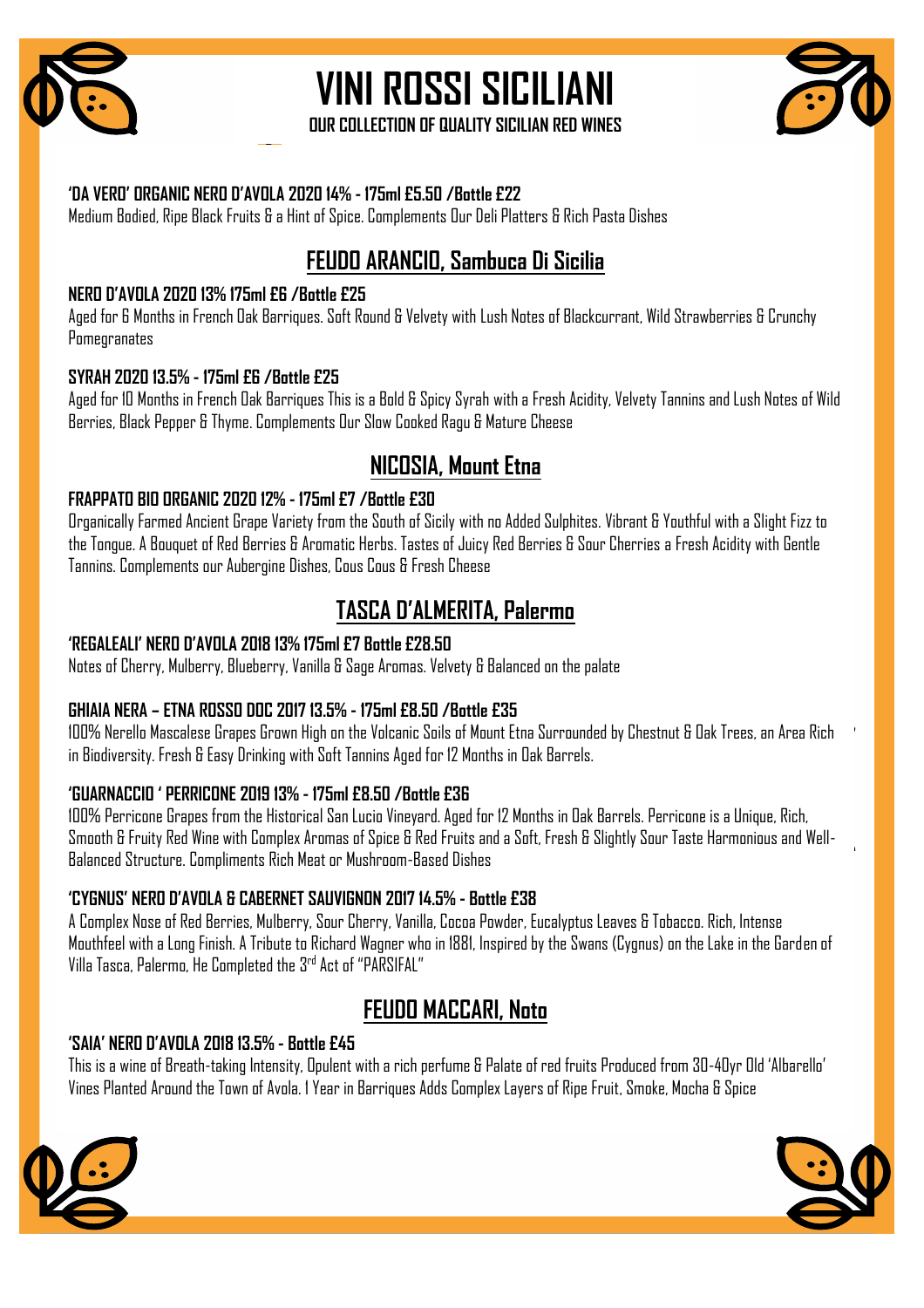# VINI ROSSI SICILIANI

**OUR COLLECTION OF QUALITY SICILIAN RED WINES**

**'DA VERO' ORGANIC NERO D'AVOLA 2020 14% - 175ml £5.50 /Bottle £22**

Medium Bodied, Ripe Black Fruits & a Hint of Spice. Complements Our Deli Platters & Rich Pasta Dishes

## FEUDO ARANCIO, Sambuca Di Sicilia

**NERO D'AVOLA 2020 13% 175ml £6 /Bottle £25**

Aged for 6 Months in French Oak Barriques. Soft Round & Velvety with Lush Notes of Blackcurrant, Wild Strawberries & Crunchy Pomegranates

**SYRAH 2020 13.5% - 175ml £6 /Bottle £25**

Aged for 10 Months in French Oak Barriques This is a Bold & Spicy Syrah with a Fresh Acidity, Velvety Tannins and Lush Notes of Wild Berries, Black Pepper & Thyme. Complements Our Slow Cooked Ragu & Mature Cheese

## NICOSIA, Mount Etna

**FRAPPATO BIO ORGANIC 2020 12% - 175ml £7 /Bottle £30**

Organically Farmed Ancient Grape Variety from the South of Sicily with no Added Sulphites. Vibrant & Youthful with a Slight Fizz to the Tongue. A Bouquet of Red Berries & Aromatic Herbs. Tastes of Juicy Red Berries & Sour Cherries a Fresh Acidity with Gentle Tannins. Complements our Aubergine Dishes, Cous Cous & Fresh Cheese

## TASCA D'ALMERITA, Palermo

**'REGALEALI' NERO D'AVOLA 2018 13% 175ml £7 Bottle £28.50**

Notes of Cherry, Mulberry, Blueberry, Vanilla & Sage Aromas. Velvety & Balanced on the palate

**GHIAIA NERA – ETNA ROSSO DOC 2017 13.5% - 175ml £8.50 /Bottle £35**

100% Nerello Mascalese Grapes Grown High on the Volcanic Soils of Mount Etna Surrounded by Chestnut & Oak Trees, an Area Rich in Biodiversity. Fresh & Easy Drinking with Soft Tannins Aged for 12 Months in Oak Barrels.

**'GUARNACCIO ' PERRICONE 2019 13% - 175ml £8.50 /Bottle £36**

100% Perricone Grapes from the Historical San Lucio Vineyard. Aged for 12 Months in Oak Barrels. Perricone is a Unique, Rich, Smooth & Fruity Red Wine with Complex Aromas of Spice & Red Fruits and a Soft, Fresh & Slightly Sour Taste Harmonious and Well-Balanced Structure. Compliments Rich Meat or Mushroom-Based Dishes

**'CYGNUS' NERO D'AVOLA & CABERNET SAUVIGNON 2017 14.5% - Bottle £38**

A Complex Nose of Red Berries, Mulberry, Sour Cherry, Vanilla, Cocoa Powder, Eucalyptus Leaves & Tobacco. Rich, Intense Mouthfeel with a Long Finish. A Tribute to Richard Wagner who in 1881, Inspired by the Swans (Cygnus) on the Lake in the Garden of Villa Tasca, Palermo, He Completed the 3rd Act of "PARSIFAL"

## FEUDO MACCARI, Noto

**'SAIA' NERO D'AVOLA 2018 13.5% - Bottle £45**

This is a wine of Breath-taking Intensity, Opulent with a rich perfume & Palate of red fruits Produced from 30-40yr Old 'Albarello' Vines Planted Around the Town of Avola. 1 Year in Barriques Adds Complex Layers of Ripe Fruit, Smoke, Mocha & Spice